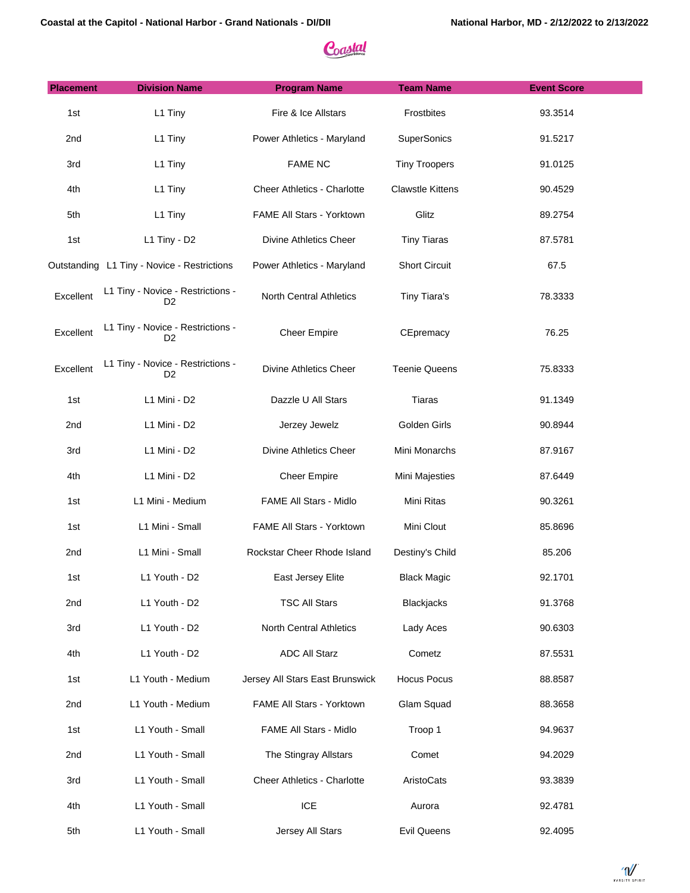**Coastal at the Capitol - National Harbor - Grand Nationals - DI/DII**

**National Harbor, MD - 2/12/2022 to 2/13/2022**

| Placement | Division Name | Program Name | Team Name | Event Score |
|---|---|---|---|---|
| 1st | L1 Tiny | Fire & Ice Allstars | Frostbites | 93.3514 |
| 2nd | L1 Tiny | Power Athletics - Maryland | SuperSonics | 91.5217 |
| 3rd | L1 Tiny | FAME NC | Tiny Troopers | 91.0125 |
| 4th | L1 Tiny | Cheer Athletics - Charlotte | Clawstle Kittens | 90.4529 |
| 5th | L1 Tiny | FAME All Stars - Yorktown | Glitz | 89.2754 |
| 1st | L1 Tiny - D2 | Divine Athletics Cheer | Tiny Tiaras | 87.5781 |
| Outstanding | L1 Tiny - Novice - Restrictions | Power Athletics - Maryland | Short Circuit | 67.5 |
| Excellent | L1 Tiny - Novice - Restrictions - D2 | North Central Athletics | Tiny Tiara's | 78.3333 |
| Excellent | L1 Tiny - Novice - Restrictions - D2 | Cheer Empire | CEpremacy | 76.25 |
| Excellent | L1 Tiny - Novice - Restrictions - D2 | Divine Athletics Cheer | Teenie Queens | 75.8333 |
| 1st | L1 Mini - D2 | Dazzle U All Stars | Tiaras | 91.1349 |
| 2nd | L1 Mini - D2 | Jerzey Jewelz | Golden Girls | 90.8944 |
| 3rd | L1 Mini - D2 | Divine Athletics Cheer | Mini Monarchs | 87.9167 |
| 4th | L1 Mini - D2 | Cheer Empire | Mini Majesties | 87.6449 |
| 1st | L1 Mini - Medium | FAME All Stars - Midlo | Mini Ritas | 90.3261 |
| 1st | L1 Mini - Small | FAME All Stars - Yorktown | Mini Clout | 85.8696 |
| 2nd | L1 Mini - Small | Rockstar Cheer Rhode Island | Destiny's Child | 85.206 |
| 1st | L1 Youth - D2 | East Jersey Elite | Black Magic | 92.1701 |
| 2nd | L1 Youth - D2 | TSC All Stars | Blackjacks | 91.3768 |
| 3rd | L1 Youth - D2 | North Central Athletics | Lady Aces | 90.6303 |
| 4th | L1 Youth - D2 | ADC All Starz | Cometz | 87.5531 |
| 1st | L1 Youth - Medium | Jersey All Stars East Brunswick | Hocus Pocus | 88.8587 |
| 2nd | L1 Youth - Medium | FAME All Stars - Yorktown | Glam Squad | 88.3658 |
| 1st | L1 Youth - Small | FAME All Stars - Midlo | Troop 1 | 94.9637 |
| 2nd | L1 Youth - Small | The Stingray Allstars | Comet | 94.2029 |
| 3rd | L1 Youth - Small | Cheer Athletics - Charlotte | AristoCats | 93.3839 |
| 4th | L1 Youth - Small | ICE | Aurora | 92.4781 |
| 5th | L1 Youth - Small | Jersey All Stars | Evil Queens | 92.4095 |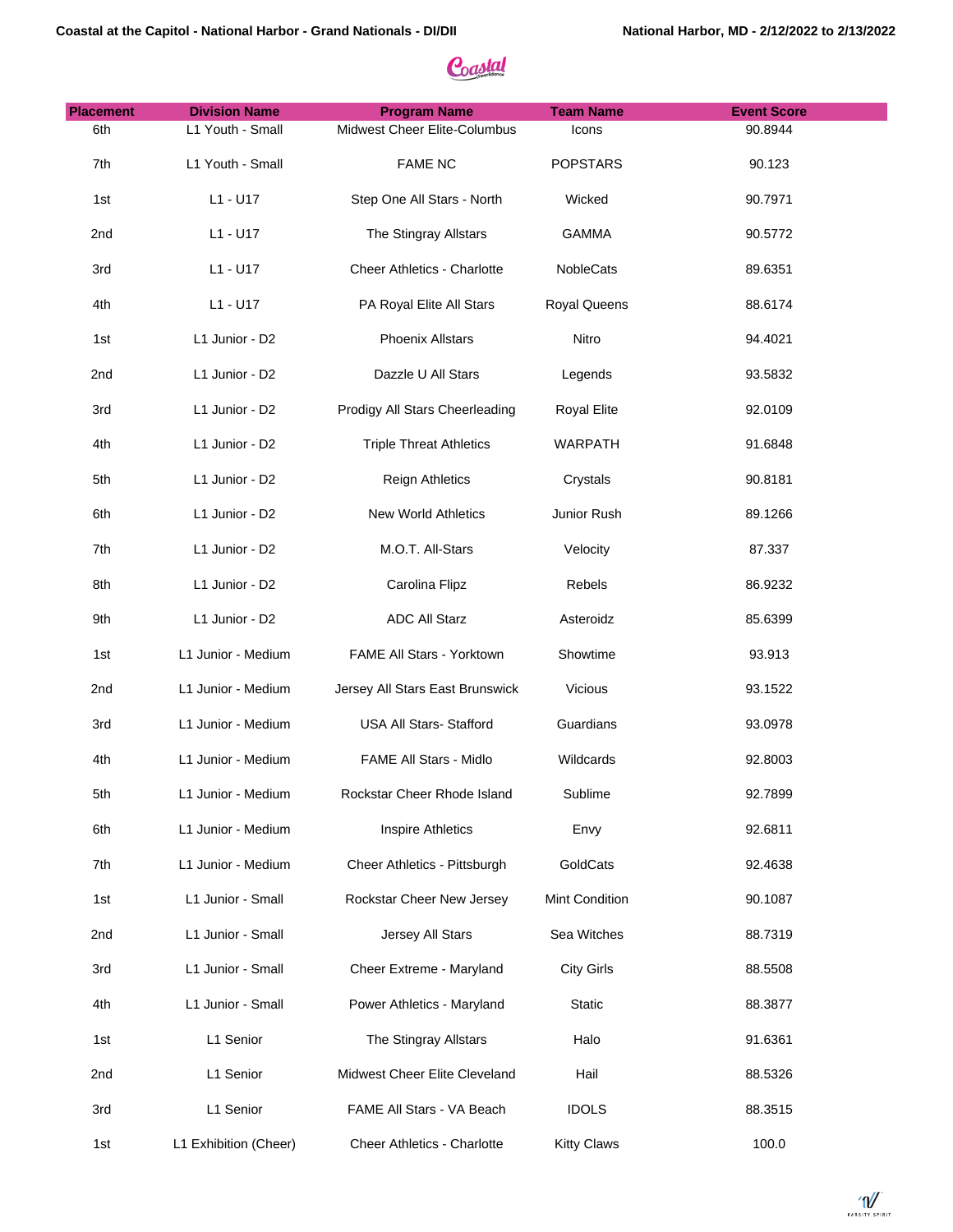| Placement | Division Name | Program Name | Team Name | Event Score |
|---|---|---|---|---|
| 6th | L1 Youth - Small | Midwest Cheer Elite-Columbus | Icons | 90.8944 |
| 7th | L1 Youth - Small | FAME NC | POPSTARS | 90.123 |
| 1st | L1 - U17 | Step One All Stars - North | Wicked | 90.7971 |
| 2nd | L1 - U17 | The Stingray Allstars | GAMMA | 90.5772 |
| 3rd | L1 - U17 | Cheer Athletics - Charlotte | NobleCats | 89.6351 |
| 4th | L1 - U17 | PA Royal Elite All Stars | Royal Queens | 88.6174 |
| 1st | L1 Junior - D2 | Phoenix Allstars | Nitro | 94.4021 |
| 2nd | L1 Junior - D2 | Dazzle U All Stars | Legends | 93.5832 |
| 3rd | L1 Junior - D2 | Prodigy All Stars Cheerleading | Royal Elite | 92.0109 |
| 4th | L1 Junior - D2 | Triple Threat Athletics | WARPATH | 91.6848 |
| 5th | L1 Junior - D2 | Reign Athletics | Crystals | 90.8181 |
| 6th | L1 Junior - D2 | New World Athletics | Junior Rush | 89.1266 |
| 7th | L1 Junior - D2 | M.O.T. All-Stars | Velocity | 87.337 |
| 8th | L1 Junior - D2 | Carolina Flipz | Rebels | 86.9232 |
| 9th | L1 Junior - D2 | ADC All Starz | Asteroidz | 85.6399 |
| 1st | L1 Junior - Medium | FAME All Stars - Yorktown | Showtime | 93.913 |
| 2nd | L1 Junior - Medium | Jersey All Stars East Brunswick | Vicious | 93.1522 |
| 3rd | L1 Junior - Medium | USA All Stars- Stafford | Guardians | 93.0978 |
| 4th | L1 Junior - Medium | FAME All Stars - Midlo | Wildcards | 92.8003 |
| 5th | L1 Junior - Medium | Rockstar Cheer Rhode Island | Sublime | 92.7899 |
| 6th | L1 Junior - Medium | Inspire Athletics | Envy | 92.6811 |
| 7th | L1 Junior - Medium | Cheer Athletics - Pittsburgh | GoldCats | 92.4638 |
| 1st | L1 Junior - Small | Rockstar Cheer New Jersey | Mint Condition | 90.1087 |
| 2nd | L1 Junior - Small | Jersey All Stars | Sea Witches | 88.7319 |
| 3rd | L1 Junior - Small | Cheer Extreme - Maryland | City Girls | 88.5508 |
| 4th | L1 Junior - Small | Power Athletics - Maryland | Static | 88.3877 |
| 1st | L1 Senior | The Stingray Allstars | Halo | 91.6361 |
| 2nd | L1 Senior | Midwest Cheer Elite Cleveland | Hail | 88.5326 |
| 3rd | L1 Senior | FAME All Stars - VA Beach | IDOLS | 88.3515 |
| 1st | L1 Exhibition (Cheer) | Cheer Athletics - Charlotte | Kitty Claws | 100.0 |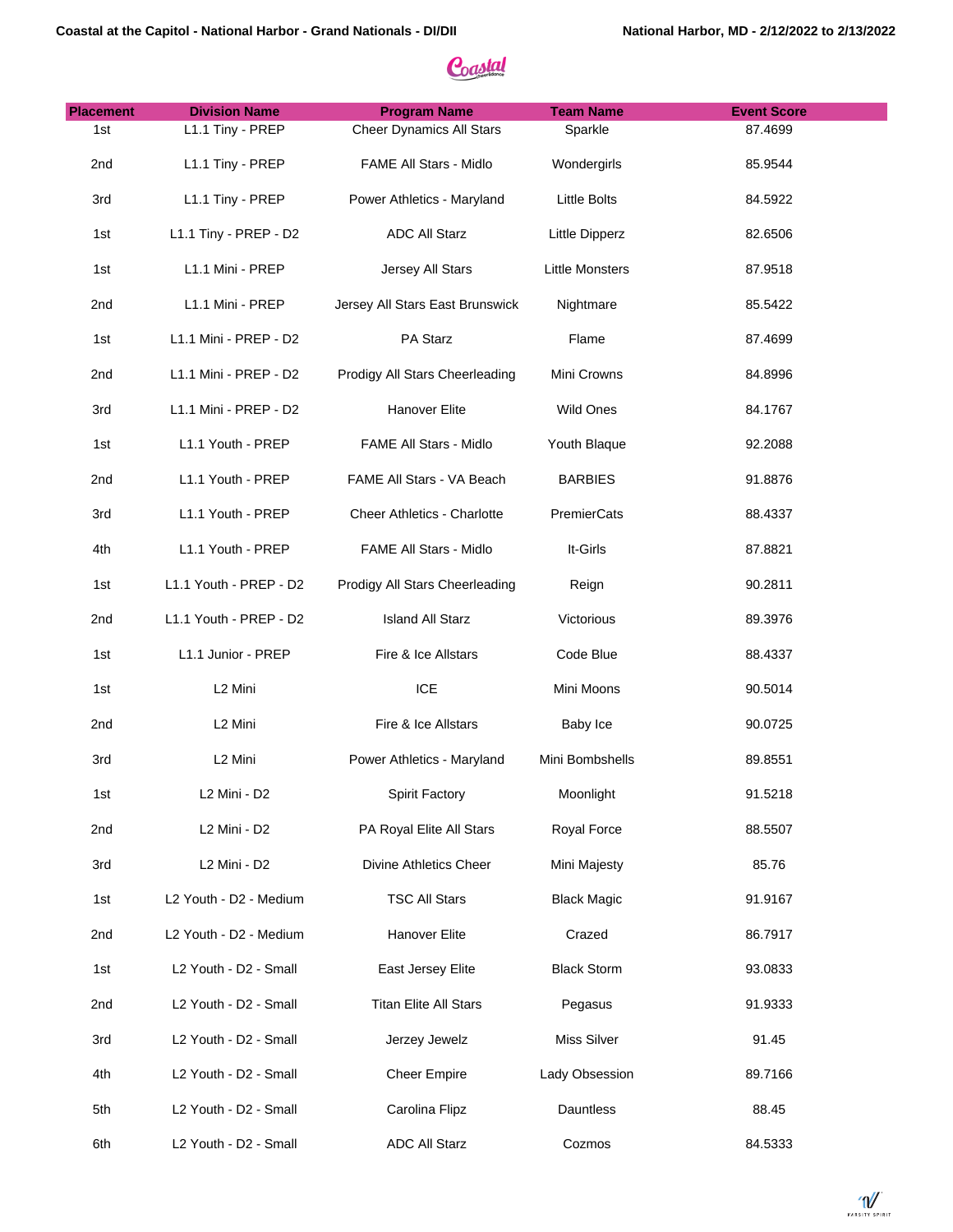| Placement | Division Name | Program Name | Team Name | Event Score |
|---|---|---|---|---|
| 1st | L1.1 Tiny - PREP | Cheer Dynamics All Stars | Sparkle | 87.4699 |
| 2nd | L1.1 Tiny - PREP | FAME All Stars - Midlo | Wondergirls | 85.9544 |
| 3rd | L1.1 Tiny - PREP | Power Athletics - Maryland | Little Bolts | 84.5922 |
| 1st | L1.1 Tiny - PREP - D2 | ADC All Starz | Little Dipperz | 82.6506 |
| 1st | L1.1 Mini - PREP | Jersey All Stars | Little Monsters | 87.9518 |
| 2nd | L1.1 Mini - PREP | Jersey All Stars East Brunswick | Nightmare | 85.5422 |
| 1st | L1.1 Mini - PREP - D2 | PA Starz | Flame | 87.4699 |
| 2nd | L1.1 Mini - PREP - D2 | Prodigy All Stars Cheerleading | Mini Crowns | 84.8996 |
| 3rd | L1.1 Mini - PREP - D2 | Hanover Elite | Wild Ones | 84.1767 |
| 1st | L1.1 Youth - PREP | FAME All Stars - Midlo | Youth Blaque | 92.2088 |
| 2nd | L1.1 Youth - PREP | FAME All Stars - VA Beach | BARBIES | 91.8876 |
| 3rd | L1.1 Youth - PREP | Cheer Athletics - Charlotte | PremierCats | 88.4337 |
| 4th | L1.1 Youth - PREP | FAME All Stars - Midlo | It-Girls | 87.8821 |
| 1st | L1.1 Youth - PREP - D2 | Prodigy All Stars Cheerleading | Reign | 90.2811 |
| 2nd | L1.1 Youth - PREP - D2 | Island All Starz | Victorious | 89.3976 |
| 1st | L1.1 Junior - PREP | Fire & Ice Allstars | Code Blue | 88.4337 |
| 1st | L2 Mini | ICE | Mini Moons | 90.5014 |
| 2nd | L2 Mini | Fire & Ice Allstars | Baby Ice | 90.0725 |
| 3rd | L2 Mini | Power Athletics - Maryland | Mini Bombshells | 89.8551 |
| 1st | L2 Mini - D2 | Spirit Factory | Moonlight | 91.5218 |
| 2nd | L2 Mini - D2 | PA Royal Elite All Stars | Royal Force | 88.5507 |
| 3rd | L2 Mini - D2 | Divine Athletics Cheer | Mini Majesty | 85.76 |
| 1st | L2 Youth - D2 - Medium | TSC All Stars | Black Magic | 91.9167 |
| 2nd | L2 Youth - D2 - Medium | Hanover Elite | Crazed | 86.7917 |
| 1st | L2 Youth - D2 - Small | East Jersey Elite | Black Storm | 93.0833 |
| 2nd | L2 Youth - D2 - Small | Titan Elite All Stars | Pegasus | 91.9333 |
| 3rd | L2 Youth - D2 - Small | Jerzey Jewelz | Miss Silver | 91.45 |
| 4th | L2 Youth - D2 - Small | Cheer Empire | Lady Obsession | 89.7166 |
| 5th | L2 Youth - D2 - Small | Carolina Flipz | Dauntless | 88.45 |
| 6th | L2 Youth - D2 - Small | ADC All Starz | Cozmos | 84.5333 |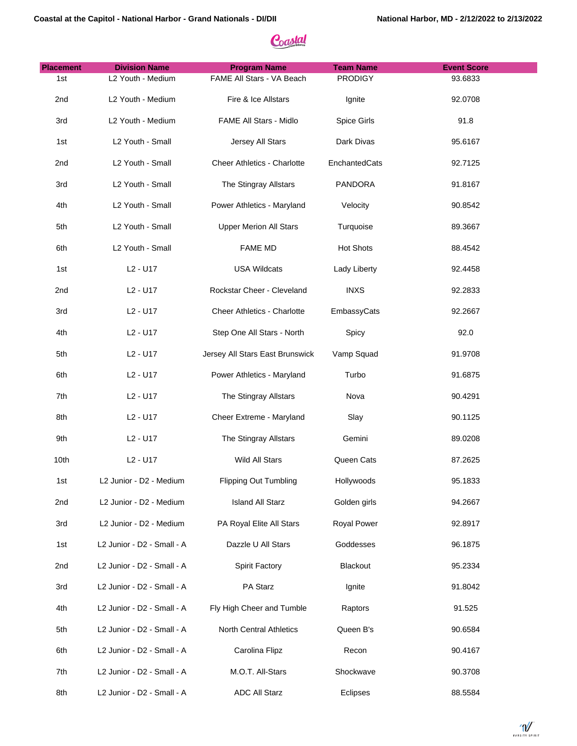| Placement | Division Name | Program Name | Team Name | Event Score |
|---|---|---|---|---|
| 1st | L2 Youth - Medium | FAME All Stars - VA Beach | PRODIGY | 93.6833 |
| 2nd | L2 Youth - Medium | Fire & Ice Allstars | Ignite | 92.0708 |
| 3rd | L2 Youth - Medium | FAME All Stars - Midlo | Spice Girls | 91.8 |
| 1st | L2 Youth - Small | Jersey All Stars | Dark Divas | 95.6167 |
| 2nd | L2 Youth - Small | Cheer Athletics - Charlotte | EnchantedCats | 92.7125 |
| 3rd | L2 Youth - Small | The Stingray Allstars | PANDORA | 91.8167 |
| 4th | L2 Youth - Small | Power Athletics - Maryland | Velocity | 90.8542 |
| 5th | L2 Youth - Small | Upper Merion All Stars | Turquoise | 89.3667 |
| 6th | L2 Youth - Small | FAME MD | Hot Shots | 88.4542 |
| 1st | L2 - U17 | USA Wildcats | Lady Liberty | 92.4458 |
| 2nd | L2 - U17 | Rockstar Cheer - Cleveland | INXS | 92.2833 |
| 3rd | L2 - U17 | Cheer Athletics - Charlotte | EmbassyCats | 92.2667 |
| 4th | L2 - U17 | Step One All Stars - North | Spicy | 92.0 |
| 5th | L2 - U17 | Jersey All Stars East Brunswick | Vamp Squad | 91.9708 |
| 6th | L2 - U17 | Power Athletics - Maryland | Turbo | 91.6875 |
| 7th | L2 - U17 | The Stingray Allstars | Nova | 90.4291 |
| 8th | L2 - U17 | Cheer Extreme - Maryland | Slay | 90.1125 |
| 9th | L2 - U17 | The Stingray Allstars | Gemini | 89.0208 |
| 10th | L2 - U17 | Wild All Stars | Queen Cats | 87.2625 |
| 1st | L2 Junior - D2 - Medium | Flipping Out Tumbling | Hollywoods | 95.1833 |
| 2nd | L2 Junior - D2 - Medium | Island All Starz | Golden girls | 94.2667 |
| 3rd | L2 Junior - D2 - Medium | PA Royal Elite All Stars | Royal Power | 92.8917 |
| 1st | L2 Junior - D2 - Small - A | Dazzle U All Stars | Goddesses | 96.1875 |
| 2nd | L2 Junior - D2 - Small - A | Spirit Factory | Blackout | 95.2334 |
| 3rd | L2 Junior - D2 - Small - A | PA Starz | Ignite | 91.8042 |
| 4th | L2 Junior - D2 - Small - A | Fly High Cheer and Tumble | Raptors | 91.525 |
| 5th | L2 Junior - D2 - Small - A | North Central Athletics | Queen B's | 90.6584 |
| 6th | L2 Junior - D2 - Small - A | Carolina Flipz | Recon | 90.4167 |
| 7th | L2 Junior - D2 - Small - A | M.O.T. All-Stars | Shockwave | 90.3708 |
| 8th | L2 Junior - D2 - Small - A | ADC All Starz | Eclipses | 88.5584 |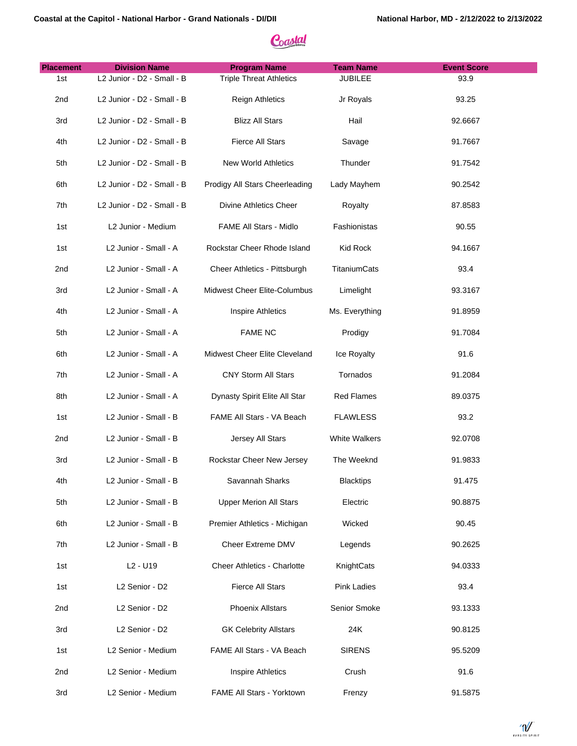| Placement | Division Name | Program Name | Team Name | Event Score |
|---|---|---|---|---|
| 1st | L2 Junior - D2 - Small - B | Triple Threat Athletics | JUBILEE | 93.9 |
| 2nd | L2 Junior - D2 - Small - B | Reign Athletics | Jr Royals | 93.25 |
| 3rd | L2 Junior - D2 - Small - B | Blizz All Stars | Hail | 92.6667 |
| 4th | L2 Junior - D2 - Small - B | Fierce All Stars | Savage | 91.7667 |
| 5th | L2 Junior - D2 - Small - B | New World Athletics | Thunder | 91.7542 |
| 6th | L2 Junior - D2 - Small - B | Prodigy All Stars Cheerleading | Lady Mayhem | 90.2542 |
| 7th | L2 Junior - D2 - Small - B | Divine Athletics Cheer | Royalty | 87.8583 |
| 1st | L2 Junior - Medium | FAME All Stars - Midlo | Fashionistas | 90.55 |
| 1st | L2 Junior - Small - A | Rockstar Cheer Rhode Island | Kid Rock | 94.1667 |
| 2nd | L2 Junior - Small - A | Cheer Athletics - Pittsburgh | TitaniumCats | 93.4 |
| 3rd | L2 Junior - Small - A | Midwest Cheer Elite-Columbus | Limelight | 93.3167 |
| 4th | L2 Junior - Small - A | Inspire Athletics | Ms. Everything | 91.8959 |
| 5th | L2 Junior - Small - A | FAME NC | Prodigy | 91.7084 |
| 6th | L2 Junior - Small - A | Midwest Cheer Elite Cleveland | Ice Royalty | 91.6 |
| 7th | L2 Junior - Small - A | CNY Storm All Stars | Tornados | 91.2084 |
| 8th | L2 Junior - Small - A | Dynasty Spirit Elite All Star | Red Flames | 89.0375 |
| 1st | L2 Junior - Small - B | FAME All Stars - VA Beach | FLAWLESS | 93.2 |
| 2nd | L2 Junior - Small - B | Jersey All Stars | White Walkers | 92.0708 |
| 3rd | L2 Junior - Small - B | Rockstar Cheer New Jersey | The Weeknd | 91.9833 |
| 4th | L2 Junior - Small - B | Savannah Sharks | Blacktips | 91.475 |
| 5th | L2 Junior - Small - B | Upper Merion All Stars | Electric | 90.8875 |
| 6th | L2 Junior - Small - B | Premier Athletics - Michigan | Wicked | 90.45 |
| 7th | L2 Junior - Small - B | Cheer Extreme DMV | Legends | 90.2625 |
| 1st | L2 - U19 | Cheer Athletics - Charlotte | KnightCats | 94.0333 |
| 1st | L2 Senior - D2 | Fierce All Stars | Pink Ladies | 93.4 |
| 2nd | L2 Senior - D2 | Phoenix Allstars | Senior Smoke | 93.1333 |
| 3rd | L2 Senior - D2 | GK Celebrity Allstars | 24K | 90.8125 |
| 1st | L2 Senior - Medium | FAME All Stars - VA Beach | SIRENS | 95.5209 |
| 2nd | L2 Senior - Medium | Inspire Athletics | Crush | 91.6 |
| 3rd | L2 Senior - Medium | FAME All Stars - Yorktown | Frenzy | 91.5875 |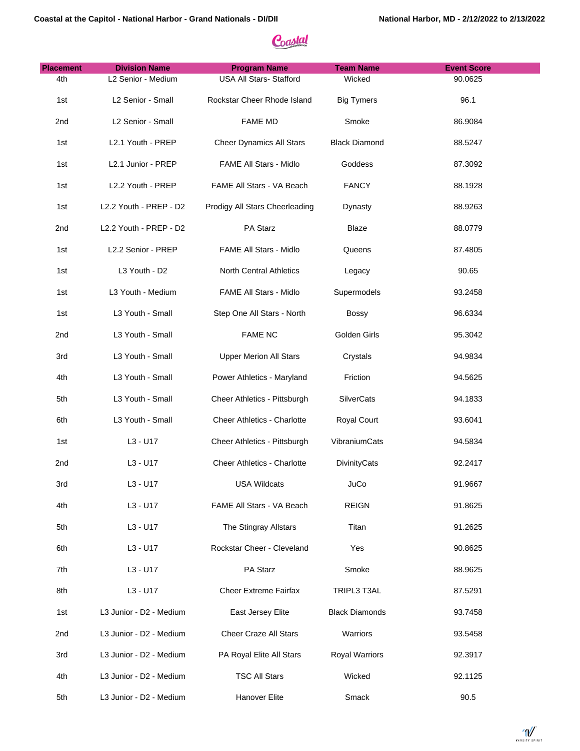| Placement | Division Name | Program Name | Team Name | Event Score |
|---|---|---|---|---|
| 4th | L2 Senior - Medium | USA All Stars- Stafford | Wicked | 90.0625 |
| 1st | L2 Senior - Small | Rockstar Cheer Rhode Island | Big Tymers | 96.1 |
| 2nd | L2 Senior - Small | FAME MD | Smoke | 86.9084 |
| 1st | L2.1 Youth - PREP | Cheer Dynamics All Stars | Black Diamond | 88.5247 |
| 1st | L2.1 Junior - PREP | FAME All Stars - Midlo | Goddess | 87.3092 |
| 1st | L2.2 Youth - PREP | FAME All Stars - VA Beach | FANCY | 88.1928 |
| 1st | L2.2 Youth - PREP - D2 | Prodigy All Stars Cheerleading | Dynasty | 88.9263 |
| 2nd | L2.2 Youth - PREP - D2 | PA Starz | Blaze | 88.0779 |
| 1st | L2.2 Senior - PREP | FAME All Stars - Midlo | Queens | 87.4805 |
| 1st | L3 Youth - D2 | North Central Athletics | Legacy | 90.65 |
| 1st | L3 Youth - Medium | FAME All Stars - Midlo | Supermodels | 93.2458 |
| 1st | L3 Youth - Small | Step One All Stars - North | Bossy | 96.6334 |
| 2nd | L3 Youth - Small | FAME NC | Golden Girls | 95.3042 |
| 3rd | L3 Youth - Small | Upper Merion All Stars | Crystals | 94.9834 |
| 4th | L3 Youth - Small | Power Athletics - Maryland | Friction | 94.5625 |
| 5th | L3 Youth - Small | Cheer Athletics - Pittsburgh | SilverCats | 94.1833 |
| 6th | L3 Youth - Small | Cheer Athletics - Charlotte | Royal Court | 93.6041 |
| 1st | L3 - U17 | Cheer Athletics - Pittsburgh | VibraniumCats | 94.5834 |
| 2nd | L3 - U17 | Cheer Athletics - Charlotte | DivinityCats | 92.2417 |
| 3rd | L3 - U17 | USA Wildcats | JuCo | 91.9667 |
| 4th | L3 - U17 | FAME All Stars - VA Beach | REIGN | 91.8625 |
| 5th | L3 - U17 | The Stingray Allstars | Titan | 91.2625 |
| 6th | L3 - U17 | Rockstar Cheer - Cleveland | Yes | 90.8625 |
| 7th | L3 - U17 | PA Starz | Smoke | 88.9625 |
| 8th | L3 - U17 | Cheer Extreme Fairfax | TRIPL3 T3AL | 87.5291 |
| 1st | L3 Junior - D2 - Medium | East Jersey Elite | Black Diamonds | 93.7458 |
| 2nd | L3 Junior - D2 - Medium | Cheer Craze All Stars | Warriors | 93.5458 |
| 3rd | L3 Junior - D2 - Medium | PA Royal Elite All Stars | Royal Warriors | 92.3917 |
| 4th | L3 Junior - D2 - Medium | TSC All Stars | Wicked | 92.1125 |
| 5th | L3 Junior - D2 - Medium | Hanover Elite | Smack | 90.5 |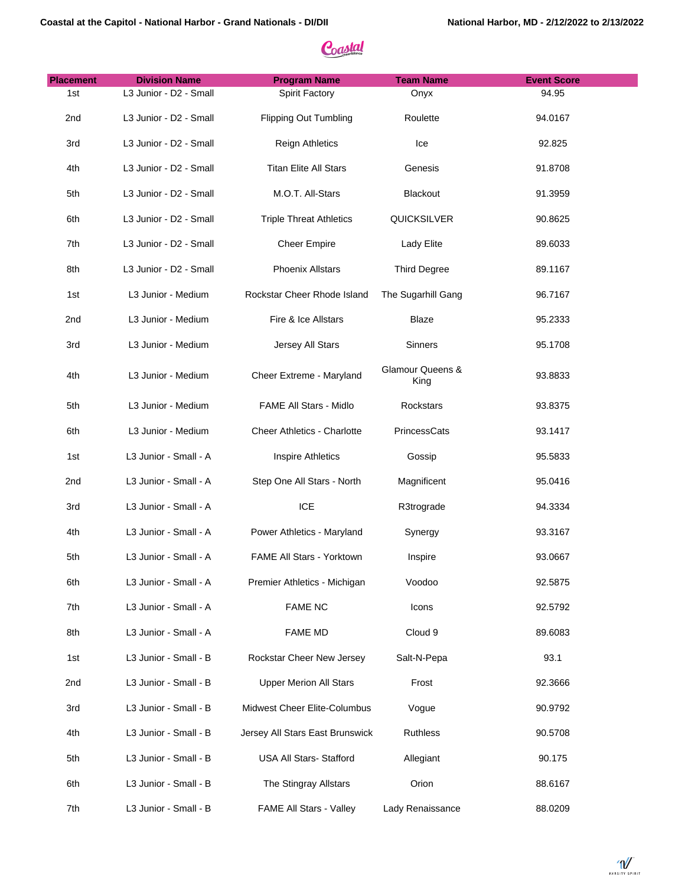| Placement | Division Name | Program Name | Team Name | Event Score |
|---|---|---|---|---|
| 1st | L3 Junior - D2 - Small | Spirit Factory | Onyx | 94.95 |
| 2nd | L3 Junior - D2 - Small | Flipping Out Tumbling | Roulette | 94.0167 |
| 3rd | L3 Junior - D2 - Small | Reign Athletics | Ice | 92.825 |
| 4th | L3 Junior - D2 - Small | Titan Elite All Stars | Genesis | 91.8708 |
| 5th | L3 Junior - D2 - Small | M.O.T. All-Stars | Blackout | 91.3959 |
| 6th | L3 Junior - D2 - Small | Triple Threat Athletics | QUICKSILVER | 90.8625 |
| 7th | L3 Junior - D2 - Small | Cheer Empire | Lady Elite | 89.6033 |
| 8th | L3 Junior - D2 - Small | Phoenix Allstars | Third Degree | 89.1167 |
| 1st | L3 Junior - Medium | Rockstar Cheer Rhode Island | The Sugarhill Gang | 96.7167 |
| 2nd | L3 Junior - Medium | Fire & Ice Allstars | Blaze | 95.2333 |
| 3rd | L3 Junior - Medium | Jersey All Stars | Sinners | 95.1708 |
| 4th | L3 Junior - Medium | Cheer Extreme - Maryland | Glamour Queens & King | 93.8833 |
| 5th | L3 Junior - Medium | FAME All Stars - Midlo | Rockstars | 93.8375 |
| 6th | L3 Junior - Medium | Cheer Athletics - Charlotte | PrincessCats | 93.1417 |
| 1st | L3 Junior - Small - A | Inspire Athletics | Gossip | 95.5833 |
| 2nd | L3 Junior - Small - A | Step One All Stars - North | Magnificent | 95.0416 |
| 3rd | L3 Junior - Small - A | ICE | R3trograde | 94.3334 |
| 4th | L3 Junior - Small - A | Power Athletics - Maryland | Synergy | 93.3167 |
| 5th | L3 Junior - Small - A | FAME All Stars - Yorktown | Inspire | 93.0667 |
| 6th | L3 Junior - Small - A | Premier Athletics - Michigan | Voodoo | 92.5875 |
| 7th | L3 Junior - Small - A | FAME NC | Icons | 92.5792 |
| 8th | L3 Junior - Small - A | FAME MD | Cloud 9 | 89.6083 |
| 1st | L3 Junior - Small - B | Rockstar Cheer New Jersey | Salt-N-Pepa | 93.1 |
| 2nd | L3 Junior - Small - B | Upper Merion All Stars | Frost | 92.3666 |
| 3rd | L3 Junior - Small - B | Midwest Cheer Elite-Columbus | Vogue | 90.9792 |
| 4th | L3 Junior - Small - B | Jersey All Stars East Brunswick | Ruthless | 90.5708 |
| 5th | L3 Junior - Small - B | USA All Stars- Stafford | Allegiant | 90.175 |
| 6th | L3 Junior - Small - B | The Stingray Allstars | Orion | 88.6167 |
| 7th | L3 Junior - Small - B | FAME All Stars - Valley | Lady Renaissance | 88.0209 |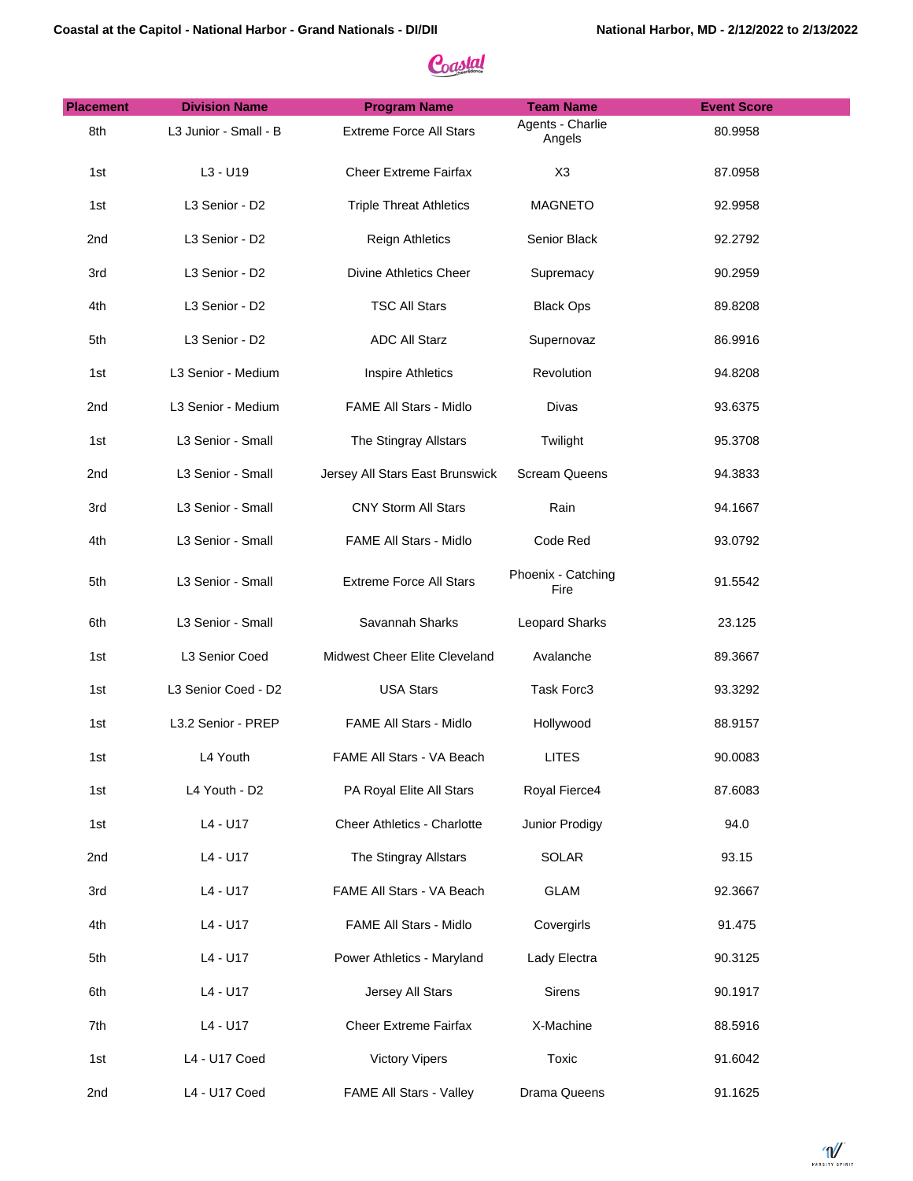| Placement | Division Name | Program Name | Team Name | Event Score |
|---|---|---|---|---|
| 8th | L3 Junior - Small - B | Extreme Force All Stars | Agents - Charlie Angels | 80.9958 |
| 1st | L3 - U19 | Cheer Extreme Fairfax | X3 | 87.0958 |
| 1st | L3 Senior - D2 | Triple Threat Athletics | MAGNETO | 92.9958 |
| 2nd | L3 Senior - D2 | Reign Athletics | Senior Black | 92.2792 |
| 3rd | L3 Senior - D2 | Divine Athletics Cheer | Supremacy | 90.2959 |
| 4th | L3 Senior - D2 | TSC All Stars | Black Ops | 89.8208 |
| 5th | L3 Senior - D2 | ADC All Starz | Supernovaz | 86.9916 |
| 1st | L3 Senior - Medium | Inspire Athletics | Revolution | 94.8208 |
| 2nd | L3 Senior - Medium | FAME All Stars - Midlo | Divas | 93.6375 |
| 1st | L3 Senior - Small | The Stingray Allstars | Twilight | 95.3708 |
| 2nd | L3 Senior - Small | Jersey All Stars East Brunswick | Scream Queens | 94.3833 |
| 3rd | L3 Senior - Small | CNY Storm All Stars | Rain | 94.1667 |
| 4th | L3 Senior - Small | FAME All Stars - Midlo | Code Red | 93.0792 |
| 5th | L3 Senior - Small | Extreme Force All Stars | Phoenix - Catching Fire | 91.5542 |
| 6th | L3 Senior - Small | Savannah Sharks | Leopard Sharks | 23.125 |
| 1st | L3 Senior Coed | Midwest Cheer Elite Cleveland | Avalanche | 89.3667 |
| 1st | L3 Senior Coed - D2 | USA Stars | Task Forc3 | 93.3292 |
| 1st | L3.2 Senior - PREP | FAME All Stars - Midlo | Hollywood | 88.9157 |
| 1st | L4 Youth | FAME All Stars - VA Beach | LITES | 90.0083 |
| 1st | L4 Youth - D2 | PA Royal Elite All Stars | Royal Fierce4 | 87.6083 |
| 1st | L4 - U17 | Cheer Athletics - Charlotte | Junior Prodigy | 94.0 |
| 2nd | L4 - U17 | The Stingray Allstars | SOLAR | 93.15 |
| 3rd | L4 - U17 | FAME All Stars - VA Beach | GLAM | 92.3667 |
| 4th | L4 - U17 | FAME All Stars - Midlo | Covergirls | 91.475 |
| 5th | L4 - U17 | Power Athletics - Maryland | Lady Electra | 90.3125 |
| 6th | L4 - U17 | Jersey All Stars | Sirens | 90.1917 |
| 7th | L4 - U17 | Cheer Extreme Fairfax | X-Machine | 88.5916 |
| 1st | L4 - U17 Coed | Victory Vipers | Toxic | 91.6042 |
| 2nd | L4 - U17 Coed | FAME All Stars - Valley | Drama Queens | 91.1625 |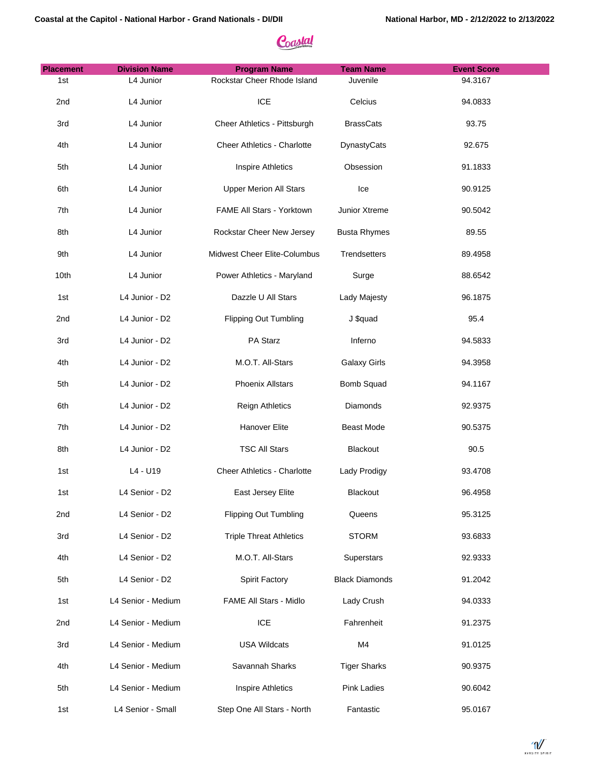| Placement | Division Name | Program Name | Team Name | Event Score |
|---|---|---|---|---|
| 1st | L4 Junior | Rockstar Cheer Rhode Island | Juvenile | 94.3167 |
| 2nd | L4 Junior | ICE | Celcius | 94.0833 |
| 3rd | L4 Junior | Cheer Athletics - Pittsburgh | BrassCats | 93.75 |
| 4th | L4 Junior | Cheer Athletics - Charlotte | DynastyCats | 92.675 |
| 5th | L4 Junior | Inspire Athletics | Obsession | 91.1833 |
| 6th | L4 Junior | Upper Merion All Stars | Ice | 90.9125 |
| 7th | L4 Junior | FAME All Stars - Yorktown | Junior Xtreme | 90.5042 |
| 8th | L4 Junior | Rockstar Cheer New Jersey | Busta Rhymes | 89.55 |
| 9th | L4 Junior | Midwest Cheer Elite-Columbus | Trendsetters | 89.4958 |
| 10th | L4 Junior | Power Athletics - Maryland | Surge | 88.6542 |
| 1st | L4 Junior - D2 | Dazzle U All Stars | Lady Majesty | 96.1875 |
| 2nd | L4 Junior - D2 | Flipping Out Tumbling | J $quad | 95.4 |
| 3rd | L4 Junior - D2 | PA Starz | Inferno | 94.5833 |
| 4th | L4 Junior - D2 | M.O.T. All-Stars | Galaxy Girls | 94.3958 |
| 5th | L4 Junior - D2 | Phoenix Allstars | Bomb Squad | 94.1167 |
| 6th | L4 Junior - D2 | Reign Athletics | Diamonds | 92.9375 |
| 7th | L4 Junior - D2 | Hanover Elite | Beast Mode | 90.5375 |
| 8th | L4 Junior - D2 | TSC All Stars | Blackout | 90.5 |
| 1st | L4 - U19 | Cheer Athletics - Charlotte | Lady Prodigy | 93.4708 |
| 1st | L4 Senior - D2 | East Jersey Elite | Blackout | 96.4958 |
| 2nd | L4 Senior - D2 | Flipping Out Tumbling | Queens | 95.3125 |
| 3rd | L4 Senior - D2 | Triple Threat Athletics | STORM | 93.6833 |
| 4th | L4 Senior - D2 | M.O.T. All-Stars | Superstars | 92.9333 |
| 5th | L4 Senior - D2 | Spirit Factory | Black Diamonds | 91.2042 |
| 1st | L4 Senior - Medium | FAME All Stars - Midlo | Lady Crush | 94.0333 |
| 2nd | L4 Senior - Medium | ICE | Fahrenheit | 91.2375 |
| 3rd | L4 Senior - Medium | USA Wildcats | M4 | 91.0125 |
| 4th | L4 Senior - Medium | Savannah Sharks | Tiger Sharks | 90.9375 |
| 5th | L4 Senior - Medium | Inspire Athletics | Pink Ladies | 90.6042 |
| 1st | L4 Senior - Small | Step One All Stars - North | Fantastic | 95.0167 |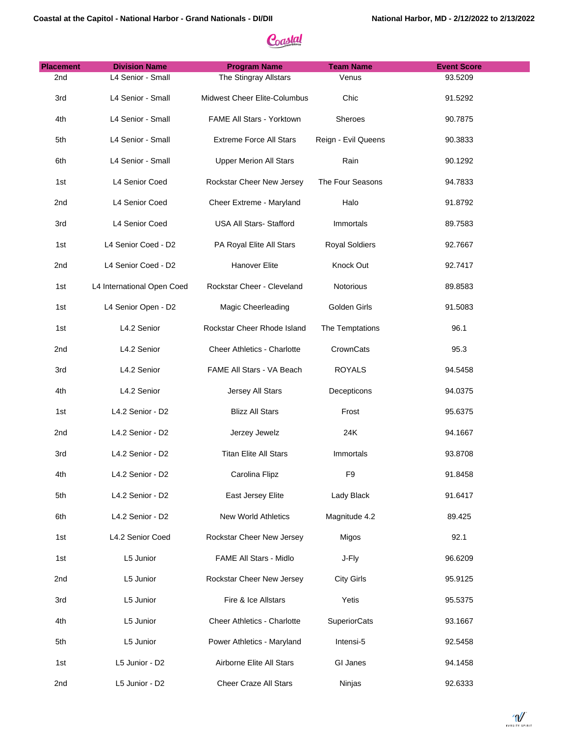| Placement | Division Name | Program Name | Team Name | Event Score |
|---|---|---|---|---|
| 2nd | L4 Senior - Small | The Stingray Allstars | Venus | 93.5209 |
| 3rd | L4 Senior - Small | Midwest Cheer Elite-Columbus | Chic | 91.5292 |
| 4th | L4 Senior - Small | FAME All Stars - Yorktown | Sheroes | 90.7875 |
| 5th | L4 Senior - Small | Extreme Force All Stars | Reign - Evil Queens | 90.3833 |
| 6th | L4 Senior - Small | Upper Merion All Stars | Rain | 90.1292 |
| 1st | L4 Senior Coed | Rockstar Cheer New Jersey | The Four Seasons | 94.7833 |
| 2nd | L4 Senior Coed | Cheer Extreme - Maryland | Halo | 91.8792 |
| 3rd | L4 Senior Coed | USA All Stars- Stafford | Immortals | 89.7583 |
| 1st | L4 Senior Coed - D2 | PA Royal Elite All Stars | Royal Soldiers | 92.7667 |
| 2nd | L4 Senior Coed - D2 | Hanover Elite | Knock Out | 92.7417 |
| 1st | L4 International Open Coed | Rockstar Cheer - Cleveland | Notorious | 89.8583 |
| 1st | L4 Senior Open - D2 | Magic Cheerleading | Golden Girls | 91.5083 |
| 1st | L4.2 Senior | Rockstar Cheer Rhode Island | The Temptations | 96.1 |
| 2nd | L4.2 Senior | Cheer Athletics - Charlotte | CrownCats | 95.3 |
| 3rd | L4.2 Senior | FAME All Stars - VA Beach | ROYALS | 94.5458 |
| 4th | L4.2 Senior | Jersey All Stars | Decepticons | 94.0375 |
| 1st | L4.2 Senior - D2 | Blizz All Stars | Frost | 95.6375 |
| 2nd | L4.2 Senior - D2 | Jerzey Jewelz | 24K | 94.1667 |
| 3rd | L4.2 Senior - D2 | Titan Elite All Stars | Immortals | 93.8708 |
| 4th | L4.2 Senior - D2 | Carolina Flipz | F9 | 91.8458 |
| 5th | L4.2 Senior - D2 | East Jersey Elite | Lady Black | 91.6417 |
| 6th | L4.2 Senior - D2 | New World Athletics | Magnitude 4.2 | 89.425 |
| 1st | L4.2 Senior Coed | Rockstar Cheer New Jersey | Migos | 92.1 |
| 1st | L5 Junior | FAME All Stars - Midlo | J-Fly | 96.6209 |
| 2nd | L5 Junior | Rockstar Cheer New Jersey | City Girls | 95.9125 |
| 3rd | L5 Junior | Fire & Ice Allstars | Yetis | 95.5375 |
| 4th | L5 Junior | Cheer Athletics - Charlotte | SuperiorCats | 93.1667 |
| 5th | L5 Junior | Power Athletics - Maryland | Intensi-5 | 92.5458 |
| 1st | L5 Junior - D2 | Airborne Elite All Stars | GI Janes | 94.1458 |
| 2nd | L5 Junior - D2 | Cheer Craze All Stars | Ninjas | 92.6333 |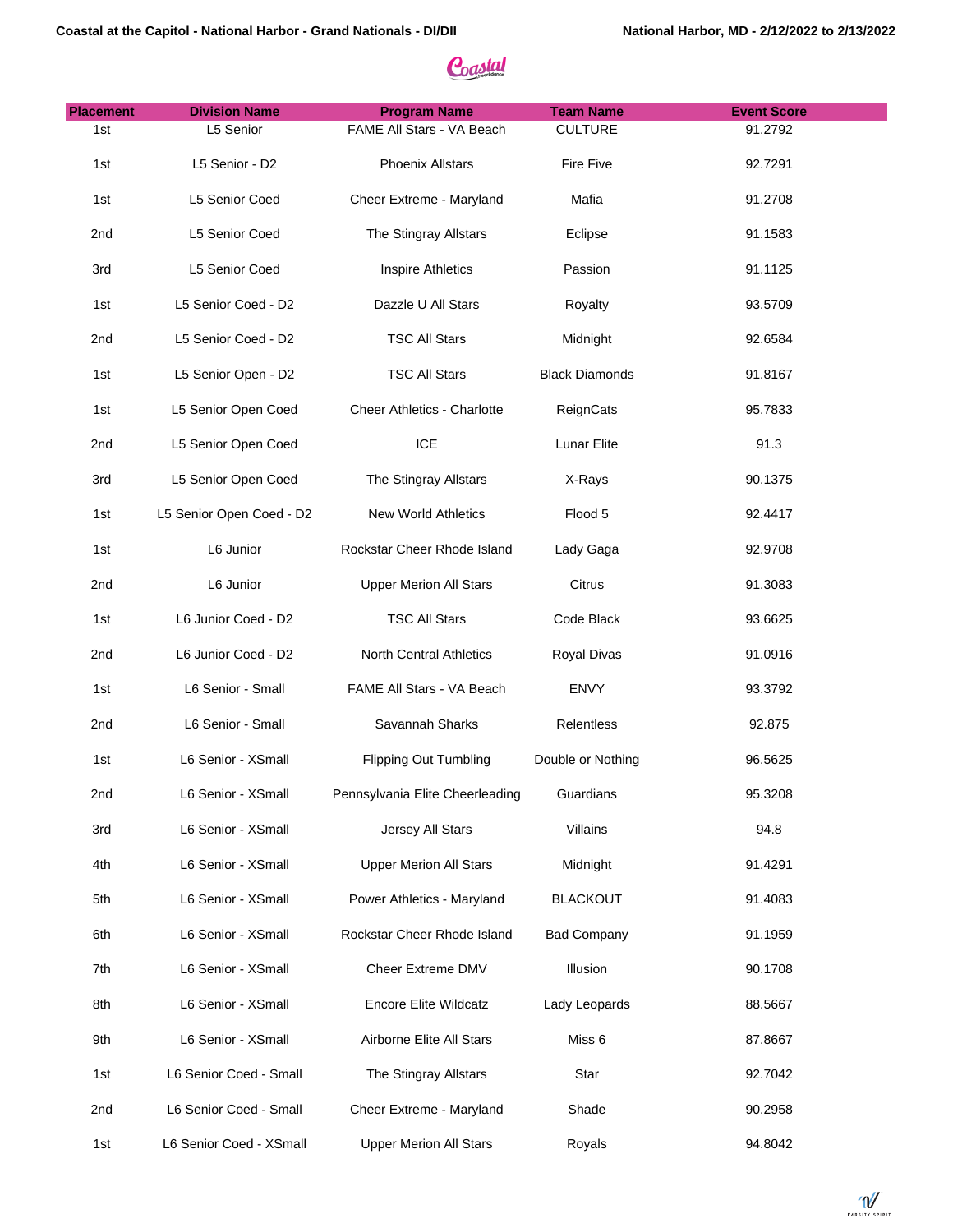| Placement | Division Name | Program Name | Team Name | Event Score |
|---|---|---|---|---|
| 1st | L5 Senior | FAME All Stars - VA Beach | CULTURE | 91.2792 |
| 1st | L5 Senior - D2 | Phoenix Allstars | Fire Five | 92.7291 |
| 1st | L5 Senior Coed | Cheer Extreme - Maryland | Mafia | 91.2708 |
| 2nd | L5 Senior Coed | The Stingray Allstars | Eclipse | 91.1583 |
| 3rd | L5 Senior Coed | Inspire Athletics | Passion | 91.1125 |
| 1st | L5 Senior Coed - D2 | Dazzle U All Stars | Royalty | 93.5709 |
| 2nd | L5 Senior Coed - D2 | TSC All Stars | Midnight | 92.6584 |
| 1st | L5 Senior Open - D2 | TSC All Stars | Black Diamonds | 91.8167 |
| 1st | L5 Senior Open Coed | Cheer Athletics - Charlotte | ReignCats | 95.7833 |
| 2nd | L5 Senior Open Coed | ICE | Lunar Elite | 91.3 |
| 3rd | L5 Senior Open Coed | The Stingray Allstars | X-Rays | 90.1375 |
| 1st | L5 Senior Open Coed - D2 | New World Athletics | Flood 5 | 92.4417 |
| 1st | L6 Junior | Rockstar Cheer Rhode Island | Lady Gaga | 92.9708 |
| 2nd | L6 Junior | Upper Merion All Stars | Citrus | 91.3083 |
| 1st | L6 Junior Coed - D2 | TSC All Stars | Code Black | 93.6625 |
| 2nd | L6 Junior Coed - D2 | North Central Athletics | Royal Divas | 91.0916 |
| 1st | L6 Senior - Small | FAME All Stars - VA Beach | ENVY | 93.3792 |
| 2nd | L6 Senior - Small | Savannah Sharks | Relentless | 92.875 |
| 1st | L6 Senior - XSmall | Flipping Out Tumbling | Double or Nothing | 96.5625 |
| 2nd | L6 Senior - XSmall | Pennsylvania Elite Cheerleading | Guardians | 95.3208 |
| 3rd | L6 Senior - XSmall | Jersey All Stars | Villains | 94.8 |
| 4th | L6 Senior - XSmall | Upper Merion All Stars | Midnight | 91.4291 |
| 5th | L6 Senior - XSmall | Power Athletics - Maryland | BLACKOUT | 91.4083 |
| 6th | L6 Senior - XSmall | Rockstar Cheer Rhode Island | Bad Company | 91.1959 |
| 7th | L6 Senior - XSmall | Cheer Extreme DMV | Illusion | 90.1708 |
| 8th | L6 Senior - XSmall | Encore Elite Wildcatz | Lady Leopards | 88.5667 |
| 9th | L6 Senior - XSmall | Airborne Elite All Stars | Miss 6 | 87.8667 |
| 1st | L6 Senior Coed - Small | The Stingray Allstars | Star | 92.7042 |
| 2nd | L6 Senior Coed - Small | Cheer Extreme - Maryland | Shade | 90.2958 |
| 1st | L6 Senior Coed - XSmall | Upper Merion All Stars | Royals | 94.8042 |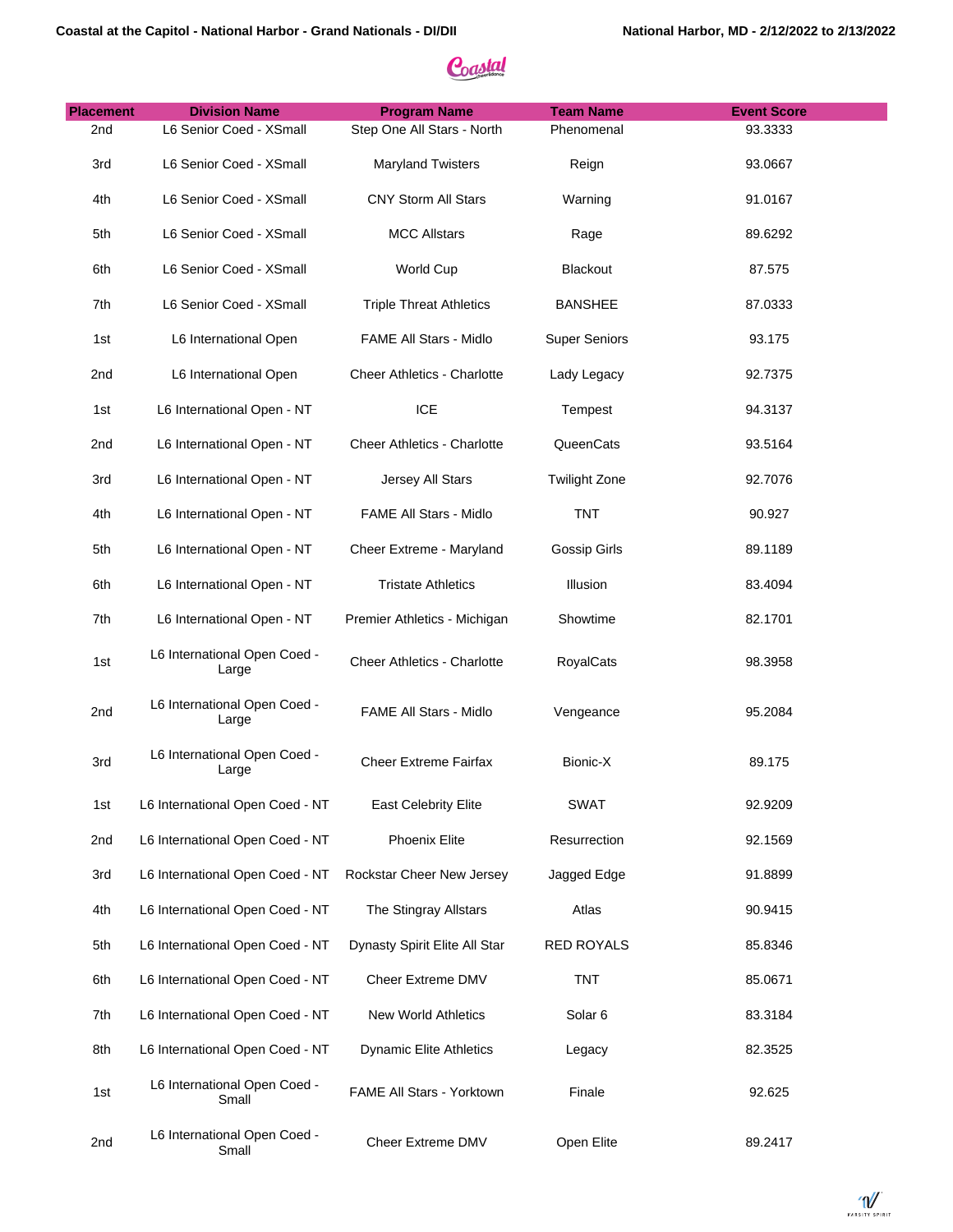| Placement | Division Name | Program Name | Team Name | Event Score |
|---|---|---|---|---|
| 2nd | L6 Senior Coed - XSmall | Step One All Stars - North | Phenomenal | 93.3333 |
| 3rd | L6 Senior Coed - XSmall | Maryland Twisters | Reign | 93.0667 |
| 4th | L6 Senior Coed - XSmall | CNY Storm All Stars | Warning | 91.0167 |
| 5th | L6 Senior Coed - XSmall | MCC Allstars | Rage | 89.6292 |
| 6th | L6 Senior Coed - XSmall | World Cup | Blackout | 87.575 |
| 7th | L6 Senior Coed - XSmall | Triple Threat Athletics | BANSHEE | 87.0333 |
| 1st | L6 International Open | FAME All Stars - Midlo | Super Seniors | 93.175 |
| 2nd | L6 International Open | Cheer Athletics - Charlotte | Lady Legacy | 92.7375 |
| 1st | L6 International Open - NT | ICE | Tempest | 94.3137 |
| 2nd | L6 International Open - NT | Cheer Athletics - Charlotte | QueenCats | 93.5164 |
| 3rd | L6 International Open - NT | Jersey All Stars | Twilight Zone | 92.7076 |
| 4th | L6 International Open - NT | FAME All Stars - Midlo | TNT | 90.927 |
| 5th | L6 International Open - NT | Cheer Extreme - Maryland | Gossip Girls | 89.1189 |
| 6th | L6 International Open - NT | Tristate Athletics | Illusion | 83.4094 |
| 7th | L6 International Open - NT | Premier Athletics - Michigan | Showtime | 82.1701 |
| 1st | L6 International Open Coed - Large | Cheer Athletics - Charlotte | RoyalCats | 98.3958 |
| 2nd | L6 International Open Coed - Large | FAME All Stars - Midlo | Vengeance | 95.2084 |
| 3rd | L6 International Open Coed - Large | Cheer Extreme Fairfax | Bionic-X | 89.175 |
| 1st | L6 International Open Coed - NT | East Celebrity Elite | SWAT | 92.9209 |
| 2nd | L6 International Open Coed - NT | Phoenix Elite | Resurrection | 92.1569 |
| 3rd | L6 International Open Coed - NT | Rockstar Cheer New Jersey | Jagged Edge | 91.8899 |
| 4th | L6 International Open Coed - NT | The Stingray Allstars | Atlas | 90.9415 |
| 5th | L6 International Open Coed - NT | Dynasty Spirit Elite All Star | RED ROYALS | 85.8346 |
| 6th | L6 International Open Coed - NT | Cheer Extreme DMV | TNT | 85.0671 |
| 7th | L6 International Open Coed - NT | New World Athletics | Solar 6 | 83.3184 |
| 8th | L6 International Open Coed - NT | Dynamic Elite Athletics | Legacy | 82.3525 |
| 1st | L6 International Open Coed - Small | FAME All Stars - Yorktown | Finale | 92.625 |
| 2nd | L6 International Open Coed - Small | Cheer Extreme DMV | Open Elite | 89.2417 |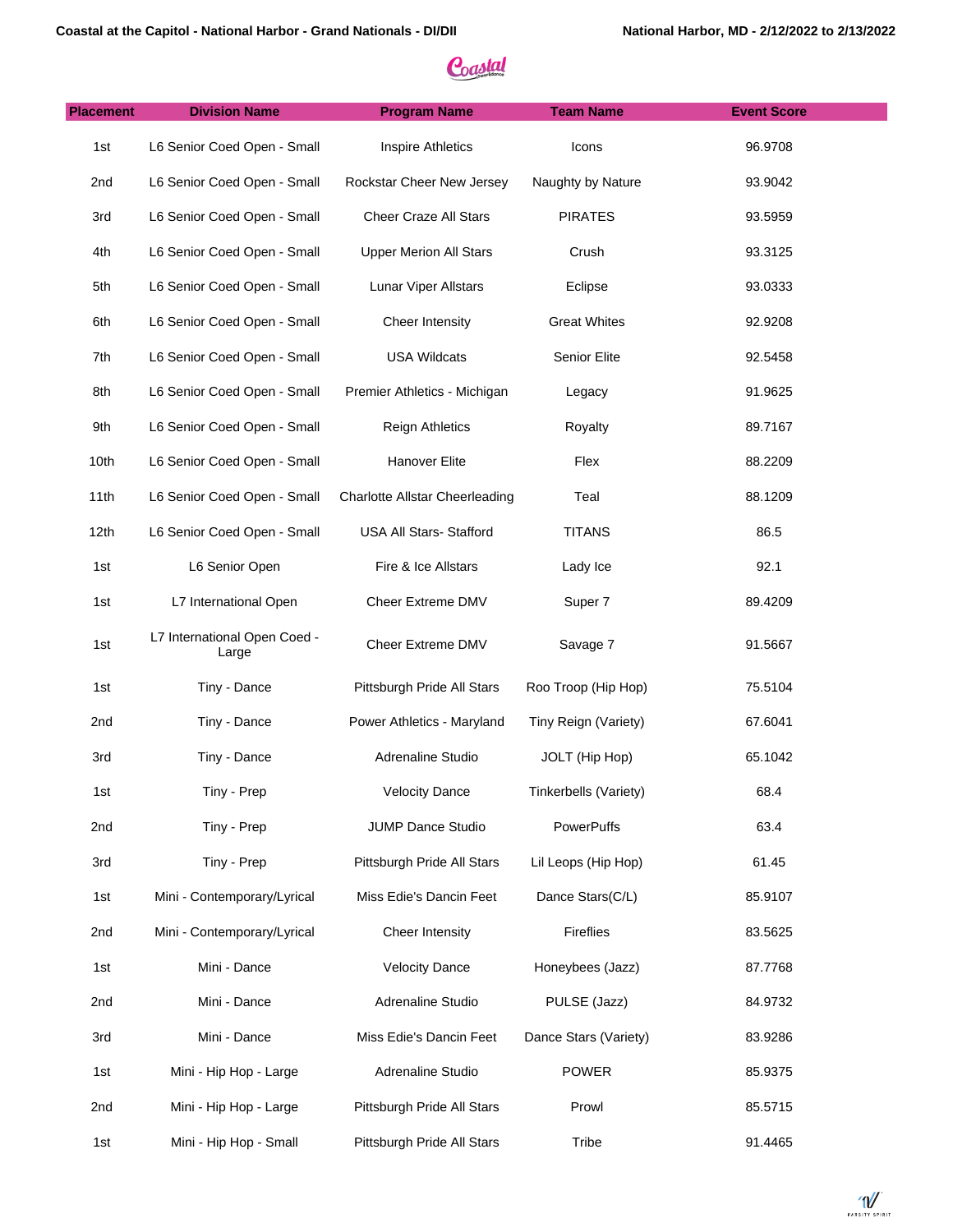| Placement | Division Name | Program Name | Team Name | Event Score |
|---|---|---|---|---|
| 1st | L6 Senior Coed Open - Small | Inspire Athletics | Icons | 96.9708 |
| 2nd | L6 Senior Coed Open - Small | Rockstar Cheer New Jersey | Naughty by Nature | 93.9042 |
| 3rd | L6 Senior Coed Open - Small | Cheer Craze All Stars | PIRATES | 93.5959 |
| 4th | L6 Senior Coed Open - Small | Upper Merion All Stars | Crush | 93.3125 |
| 5th | L6 Senior Coed Open - Small | Lunar Viper Allstars | Eclipse | 93.0333 |
| 6th | L6 Senior Coed Open - Small | Cheer Intensity | Great Whites | 92.9208 |
| 7th | L6 Senior Coed Open - Small | USA Wildcats | Senior Elite | 92.5458 |
| 8th | L6 Senior Coed Open - Small | Premier Athletics - Michigan | Legacy | 91.9625 |
| 9th | L6 Senior Coed Open - Small | Reign Athletics | Royalty | 89.7167 |
| 10th | L6 Senior Coed Open - Small | Hanover Elite | Flex | 88.2209 |
| 11th | L6 Senior Coed Open - Small | Charlotte Allstar Cheerleading | Teal | 88.1209 |
| 12th | L6 Senior Coed Open - Small | USA All Stars- Stafford | TITANS | 86.5 |
| 1st | L6 Senior Open | Fire & Ice Allstars | Lady Ice | 92.1 |
| 1st | L7 International Open | Cheer Extreme DMV | Super 7 | 89.4209 |
| 1st | L7 International Open Coed - Large | Cheer Extreme DMV | Savage 7 | 91.5667 |
| 1st | Tiny - Dance | Pittsburgh Pride All Stars | Roo Troop (Hip Hop) | 75.5104 |
| 2nd | Tiny - Dance | Power Athletics - Maryland | Tiny Reign (Variety) | 67.6041 |
| 3rd | Tiny - Dance | Adrenaline Studio | JOLT (Hip Hop) | 65.1042 |
| 1st | Tiny - Prep | Velocity Dance | Tinkerbells (Variety) | 68.4 |
| 2nd | Tiny - Prep | JUMP Dance Studio | PowerPuffs | 63.4 |
| 3rd | Tiny - Prep | Pittsburgh Pride All Stars | Lil Leops (Hip Hop) | 61.45 |
| 1st | Mini - Contemporary/Lyrical | Miss Edie's Dancin Feet | Dance Stars(C/L) | 85.9107 |
| 2nd | Mini - Contemporary/Lyrical | Cheer Intensity | Fireflies | 83.5625 |
| 1st | Mini - Dance | Velocity Dance | Honeybees (Jazz) | 87.7768 |
| 2nd | Mini - Dance | Adrenaline Studio | PULSE (Jazz) | 84.9732 |
| 3rd | Mini - Dance | Miss Edie's Dancin Feet | Dance Stars (Variety) | 83.9286 |
| 1st | Mini - Hip Hop - Large | Adrenaline Studio | POWER | 85.9375 |
| 2nd | Mini - Hip Hop - Large | Pittsburgh Pride All Stars | Prowl | 85.5715 |
| 1st | Mini - Hip Hop - Small | Pittsburgh Pride All Stars | Tribe | 91.4465 |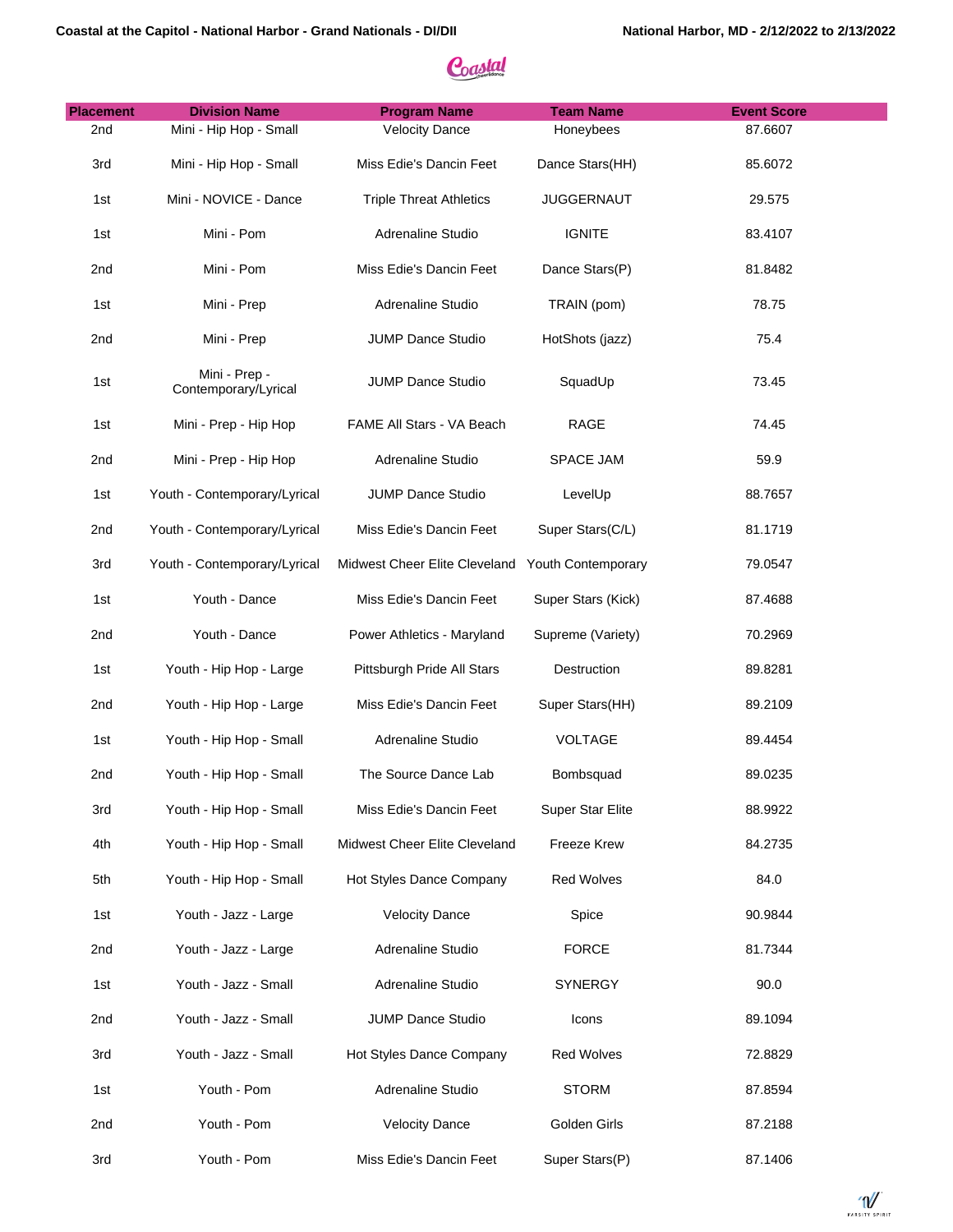| Placement | Division Name | Program Name | Team Name | Event Score |
|---|---|---|---|---|
| 2nd | Mini - Hip Hop - Small | Velocity Dance | Honeybees | 87.6607 |
| 3rd | Mini - Hip Hop - Small | Miss Edie's Dancin Feet | Dance Stars(HH) | 85.6072 |
| 1st | Mini - NOVICE - Dance | Triple Threat Athletics | JUGGERNAUT | 29.575 |
| 1st | Mini - Pom | Adrenaline Studio | IGNITE | 83.4107 |
| 2nd | Mini - Pom | Miss Edie's Dancin Feet | Dance Stars(P) | 81.8482 |
| 1st | Mini - Prep | Adrenaline Studio | TRAIN (pom) | 78.75 |
| 2nd | Mini - Prep | JUMP Dance Studio | HotShots (jazz) | 75.4 |
| 1st | Mini - Prep - Contemporary/Lyrical | JUMP Dance Studio | SquadUp | 73.45 |
| 1st | Mini - Prep - Hip Hop | FAME All Stars - VA Beach | RAGE | 74.45 |
| 2nd | Mini - Prep - Hip Hop | Adrenaline Studio | SPACE JAM | 59.9 |
| 1st | Youth - Contemporary/Lyrical | JUMP Dance Studio | LevelUp | 88.7657 |
| 2nd | Youth - Contemporary/Lyrical | Miss Edie's Dancin Feet | Super Stars(C/L) | 81.1719 |
| 3rd | Youth - Contemporary/Lyrical | Midwest Cheer Elite Cleveland | Youth Contemporary | 79.0547 |
| 1st | Youth - Dance | Miss Edie's Dancin Feet | Super Stars (Kick) | 87.4688 |
| 2nd | Youth - Dance | Power Athletics - Maryland | Supreme (Variety) | 70.2969 |
| 1st | Youth - Hip Hop - Large | Pittsburgh Pride All Stars | Destruction | 89.8281 |
| 2nd | Youth - Hip Hop - Large | Miss Edie's Dancin Feet | Super Stars(HH) | 89.2109 |
| 1st | Youth - Hip Hop - Small | Adrenaline Studio | VOLTAGE | 89.4454 |
| 2nd | Youth - Hip Hop - Small | The Source Dance Lab | Bombsquad | 89.0235 |
| 3rd | Youth - Hip Hop - Small | Miss Edie's Dancin Feet | Super Star Elite | 88.9922 |
| 4th | Youth - Hip Hop - Small | Midwest Cheer Elite Cleveland | Freeze Krew | 84.2735 |
| 5th | Youth - Hip Hop - Small | Hot Styles Dance Company | Red Wolves | 84.0 |
| 1st | Youth - Jazz - Large | Velocity Dance | Spice | 90.9844 |
| 2nd | Youth - Jazz - Large | Adrenaline Studio | FORCE | 81.7344 |
| 1st | Youth - Jazz - Small | Adrenaline Studio | SYNERGY | 90.0 |
| 2nd | Youth - Jazz - Small | JUMP Dance Studio | Icons | 89.1094 |
| 3rd | Youth - Jazz - Small | Hot Styles Dance Company | Red Wolves | 72.8829 |
| 1st | Youth - Pom | Adrenaline Studio | STORM | 87.8594 |
| 2nd | Youth - Pom | Velocity Dance | Golden Girls | 87.2188 |
| 3rd | Youth - Pom | Miss Edie's Dancin Feet | Super Stars(P) | 87.1406 |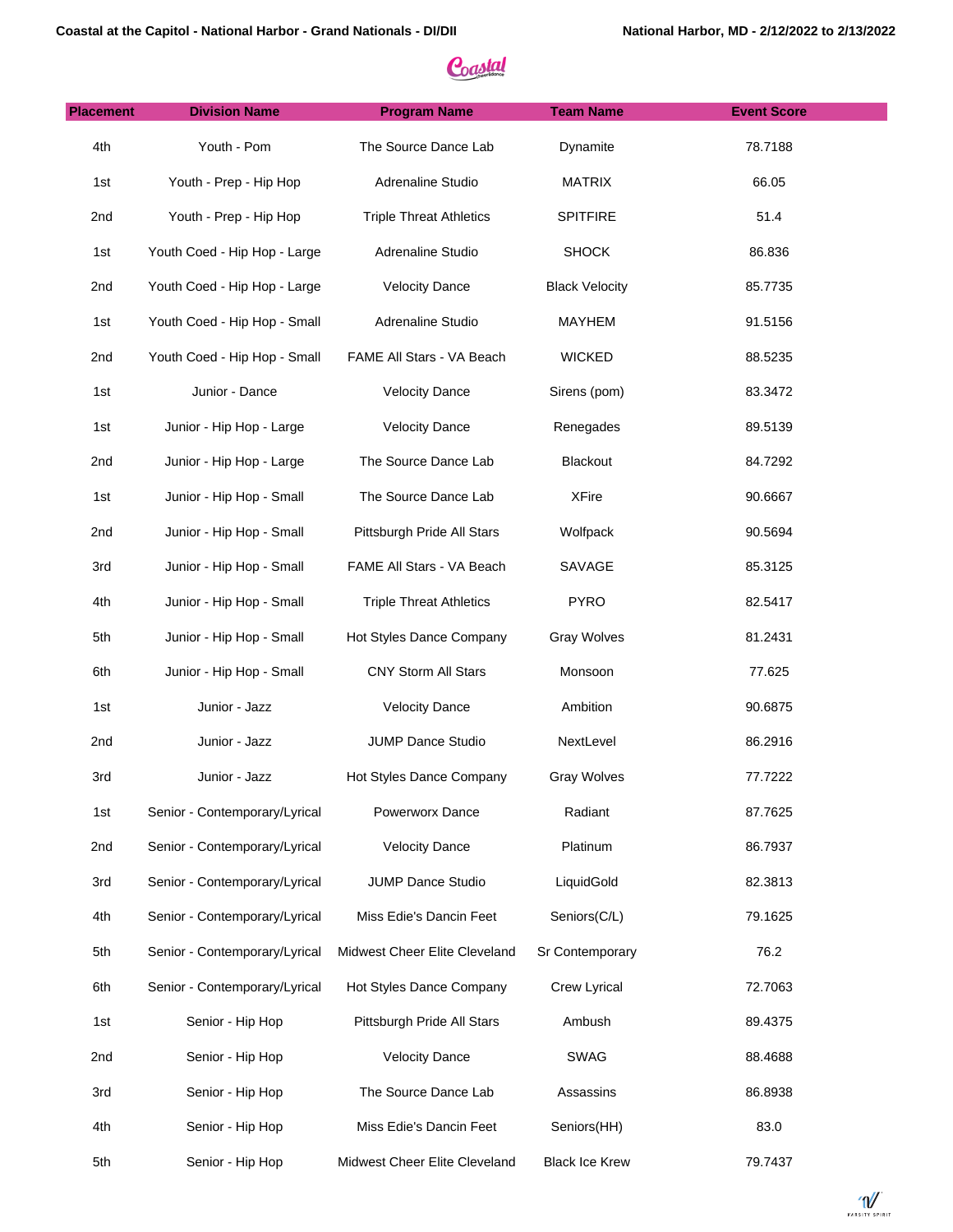| Placement | Division Name | Program Name | Team Name | Event Score |
|---|---|---|---|---|
| 4th | Youth - Pom | The Source Dance Lab | Dynamite | 78.7188 |
| 1st | Youth - Prep - Hip Hop | Adrenaline Studio | MATRIX | 66.05 |
| 2nd | Youth - Prep - Hip Hop | Triple Threat Athletics | SPITFIRE | 51.4 |
| 1st | Youth Coed - Hip Hop - Large | Adrenaline Studio | SHOCK | 86.836 |
| 2nd | Youth Coed - Hip Hop - Large | Velocity Dance | Black Velocity | 85.7735 |
| 1st | Youth Coed - Hip Hop - Small | Adrenaline Studio | MAYHEM | 91.5156 |
| 2nd | Youth Coed - Hip Hop - Small | FAME All Stars - VA Beach | WICKED | 88.5235 |
| 1st | Junior - Dance | Velocity Dance | Sirens (pom) | 83.3472 |
| 1st | Junior - Hip Hop - Large | Velocity Dance | Renegades | 89.5139 |
| 2nd | Junior - Hip Hop - Large | The Source Dance Lab | Blackout | 84.7292 |
| 1st | Junior - Hip Hop - Small | The Source Dance Lab | XFire | 90.6667 |
| 2nd | Junior - Hip Hop - Small | Pittsburgh Pride All Stars | Wolfpack | 90.5694 |
| 3rd | Junior - Hip Hop - Small | FAME All Stars - VA Beach | SAVAGE | 85.3125 |
| 4th | Junior - Hip Hop - Small | Triple Threat Athletics | PYRO | 82.5417 |
| 5th | Junior - Hip Hop - Small | Hot Styles Dance Company | Gray Wolves | 81.2431 |
| 6th | Junior - Hip Hop - Small | CNY Storm All Stars | Monsoon | 77.625 |
| 1st | Junior - Jazz | Velocity Dance | Ambition | 90.6875 |
| 2nd | Junior - Jazz | JUMP Dance Studio | NextLevel | 86.2916 |
| 3rd | Junior - Jazz | Hot Styles Dance Company | Gray Wolves | 77.7222 |
| 1st | Senior - Contemporary/Lyrical | Powerworx Dance | Radiant | 87.7625 |
| 2nd | Senior - Contemporary/Lyrical | Velocity Dance | Platinum | 86.7937 |
| 3rd | Senior - Contemporary/Lyrical | JUMP Dance Studio | LiquidGold | 82.3813 |
| 4th | Senior - Contemporary/Lyrical | Miss Edie's Dancin Feet | Seniors(C/L) | 79.1625 |
| 5th | Senior - Contemporary/Lyrical | Midwest Cheer Elite Cleveland | Sr Contemporary | 76.2 |
| 6th | Senior - Contemporary/Lyrical | Hot Styles Dance Company | Crew Lyrical | 72.7063 |
| 1st | Senior - Hip Hop | Pittsburgh Pride All Stars | Ambush | 89.4375 |
| 2nd | Senior - Hip Hop | Velocity Dance | SWAG | 88.4688 |
| 3rd | Senior - Hip Hop | The Source Dance Lab | Assassins | 86.8938 |
| 4th | Senior - Hip Hop | Miss Edie's Dancin Feet | Seniors(HH) | 83.0 |
| 5th | Senior - Hip Hop | Midwest Cheer Elite Cleveland | Black Ice Krew | 79.7437 |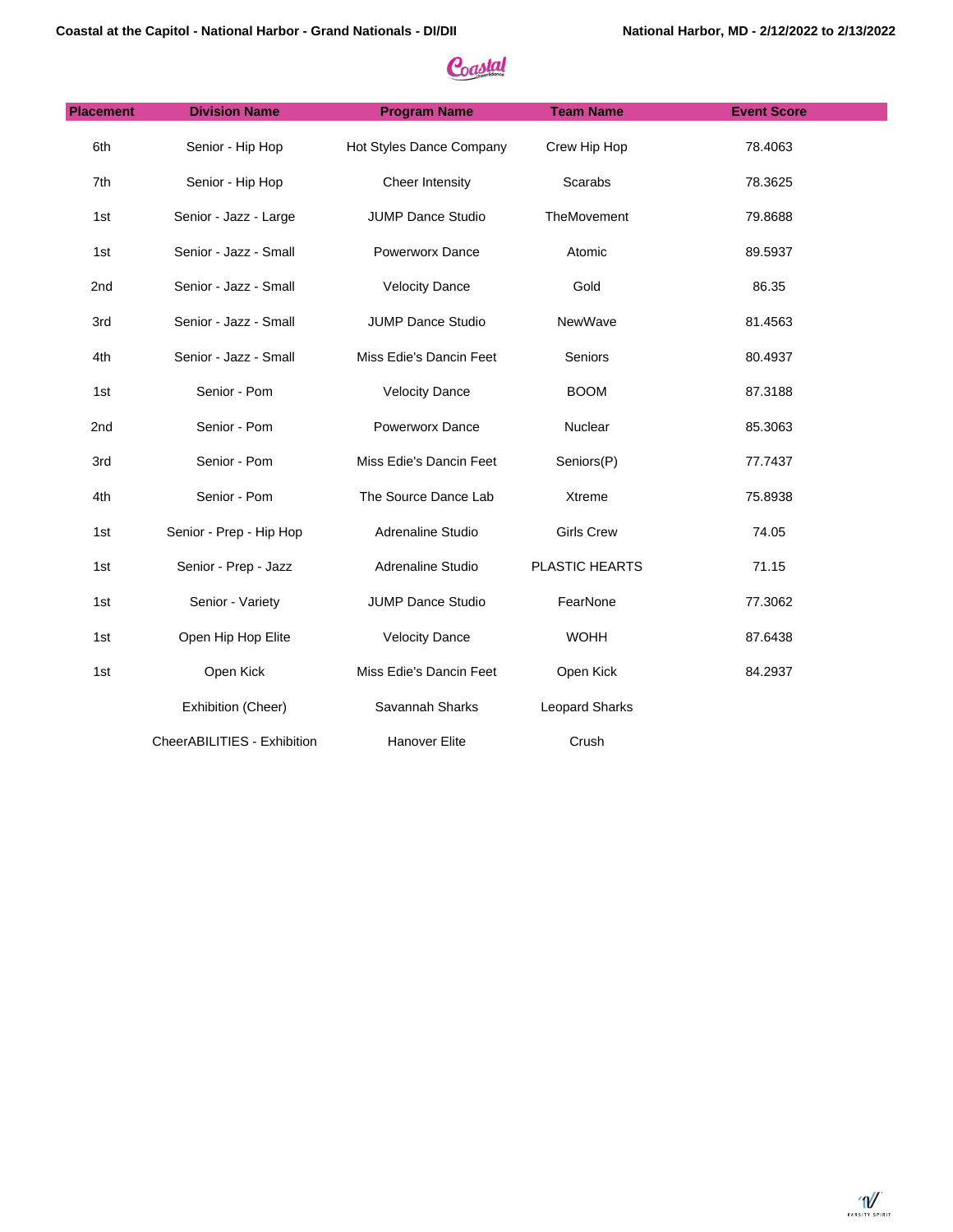| Placement | Division Name | Program Name | Team Name | Event Score |
|---|---|---|---|---|
| 6th | Senior - Hip Hop | Hot Styles Dance Company | Crew Hip Hop | 78.4063 |
| 7th | Senior - Hip Hop | Cheer Intensity | Scarabs | 78.3625 |
| 1st | Senior - Jazz - Large | JUMP Dance Studio | TheMovement | 79.8688 |
| 1st | Senior - Jazz - Small | Powerworx Dance | Atomic | 89.5937 |
| 2nd | Senior - Jazz - Small | Velocity Dance | Gold | 86.35 |
| 3rd | Senior - Jazz - Small | JUMP Dance Studio | NewWave | 81.4563 |
| 4th | Senior - Jazz - Small | Miss Edie's Dancin Feet | Seniors | 80.4937 |
| 1st | Senior - Pom | Velocity Dance | BOOM | 87.3188 |
| 2nd | Senior - Pom | Powerworx Dance | Nuclear | 85.3063 |
| 3rd | Senior - Pom | Miss Edie's Dancin Feet | Seniors(P) | 77.7437 |
| 4th | Senior - Pom | The Source Dance Lab | Xtreme | 75.8938 |
| 1st | Senior - Prep - Hip Hop | Adrenaline Studio | Girls Crew | 74.05 |
| 1st | Senior - Prep - Jazz | Adrenaline Studio | PLASTIC HEARTS | 71.15 |
| 1st | Senior - Variety | JUMP Dance Studio | FearNone | 77.3062 |
| 1st | Open Hip Hop Elite | Velocity Dance | WOHH | 87.6438 |
| 1st | Open Kick | Miss Edie's Dancin Feet | Open Kick | 84.2937 |
| | Exhibition (Cheer) | Savannah Sharks | Leopard Sharks | |
| | CheerABILITIES - Exhibition | Hanover Elite | Crush | |